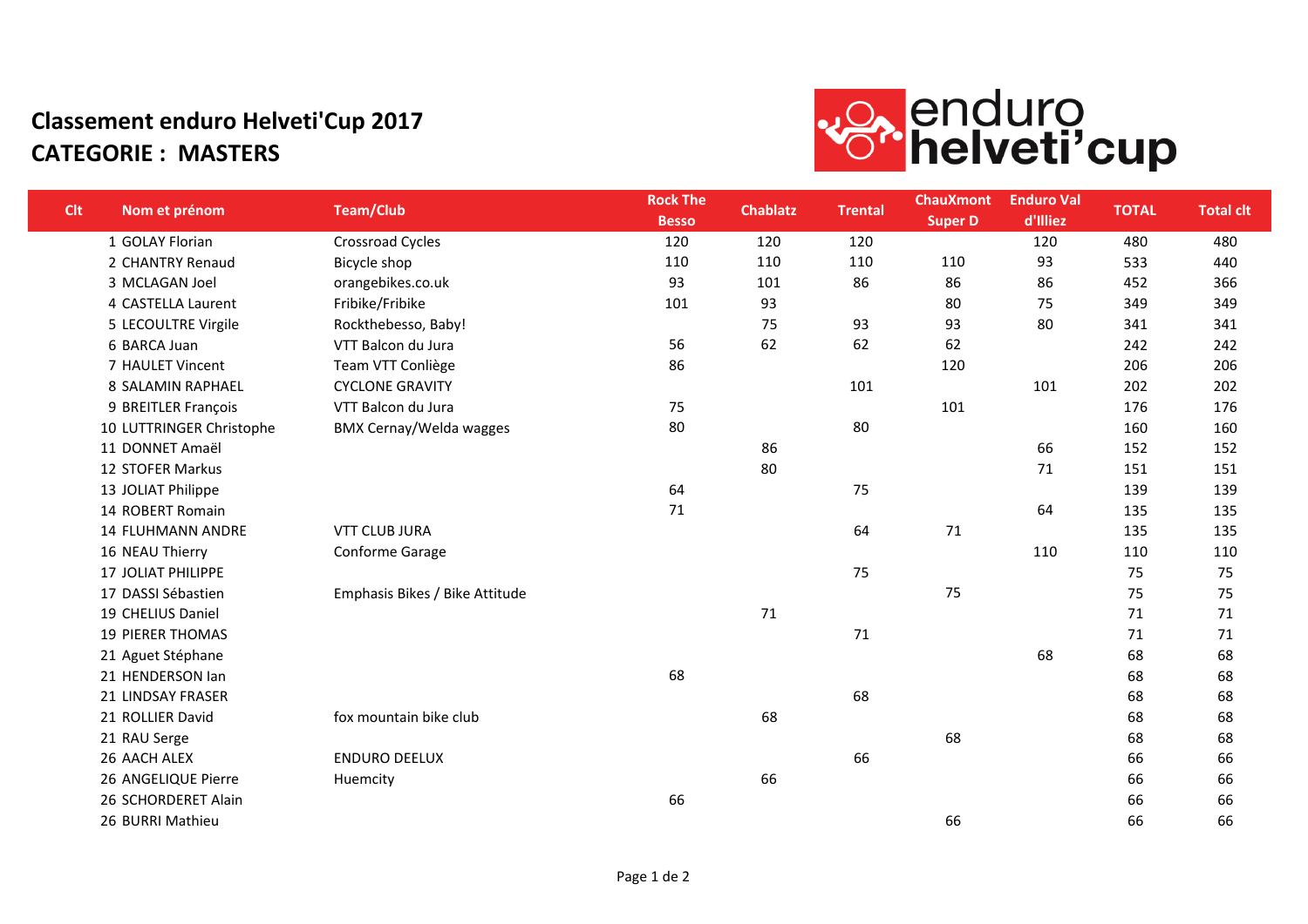# Classement enduro Helveti'Cup 2017

## CATEGORIE : MASTERS

| Clt | Nom et prénom | Team/Club | Rock The Besso | Chablatz | Trental | ChauXmont Super D | Enduro Val d'Illiez | TOTAL | Total clt |
|---|---|---|---|---|---|---|---|---|---|
| 1 | GOLAY Florian | Crossroad Cycles | 120 | 120 | 120 | | 120 | 480 | 480 |
| 2 | CHANTRY Renaud | Bicycle shop | 110 | 110 | 110 | 110 | 93 | 533 | 440 |
| 3 | MCLAGAN Joel | orangebikes.co.uk | 93 | 101 | 86 | 86 | 86 | 452 | 366 |
| 4 | CASTELLA Laurent | Fribike/Fribike | 101 | 93 | | 80 | 75 | 349 | 349 |
| 5 | LECOULTRE Virgile | Rockthebesso, Baby! | | 75 | 93 | 93 | 80 | 341 | 341 |
| 6 | BARCA Juan | VTT Balcon du Jura | 56 | 62 | 62 | 62 | | 242 | 242 |
| 7 | HAULET Vincent | Team VTT Conliège | 86 | | | 120 | | 206 | 206 |
| 8 | SALAMIN RAPHAEL | CYCLONE GRAVITY | | | 101 | | 101 | 202 | 202 |
| 9 | BREITLER François | VTT Balcon du Jura | 75 | | | 101 | | 176 | 176 |
| 10 | LUTTRINGER Christophe | BMX Cernay/Welda wagges | 80 | | 80 | | | 160 | 160 |
| 11 | DONNET Amaël | | | 86 | | | 66 | 152 | 152 |
| 12 | STOFER Markus | | | 80 | | | 71 | 151 | 151 |
| 13 | JOLIAT Philippe | | 64 | | 75 | | | 139 | 139 |
| 14 | ROBERT Romain | | 71 | | | | 64 | 135 | 135 |
| 14 | FLUHMANN ANDRE | VTT CLUB JURA | | | 64 | 71 | | 135 | 135 |
| 16 | NEAU Thierry | Conforme Garage | | | | | 110 | 110 | 110 |
| 17 | JOLIAT PHILIPPE | | | | 75 | | | 75 | 75 |
| 17 | DASSI Sébastien | Emphasis Bikes / Bike Attitude | | | | 75 | | 75 | 75 |
| 19 | CHELIUS Daniel | | | 71 | | | | 71 | 71 |
| 19 | PIERER THOMAS | | | | 71 | | | 71 | 71 |
| 21 | Aguet Stéphane | | | | | | 68 | 68 | 68 |
| 21 | HENDERSON Ian | | 68 | | | | | 68 | 68 |
| 21 | LINDSAY FRASER | | | | 68 | | | 68 | 68 |
| 21 | ROLLIER David | fox mountain bike club | | 68 | | | | 68 | 68 |
| 21 | RAU Serge | | | | | 68 | | 68 | 68 |
| 26 | AACH ALEX | ENDURO DEELUX | | | 66 | | | 66 | 66 |
| 26 | ANGELIQUE Pierre | Huemcity | | 66 | | | | 66 | 66 |
| 26 | SCHORDERET Alain | | 66 | | | | | 66 | 66 |
| 26 | BURRI Mathieu | | | | | 66 | | 66 | 66 |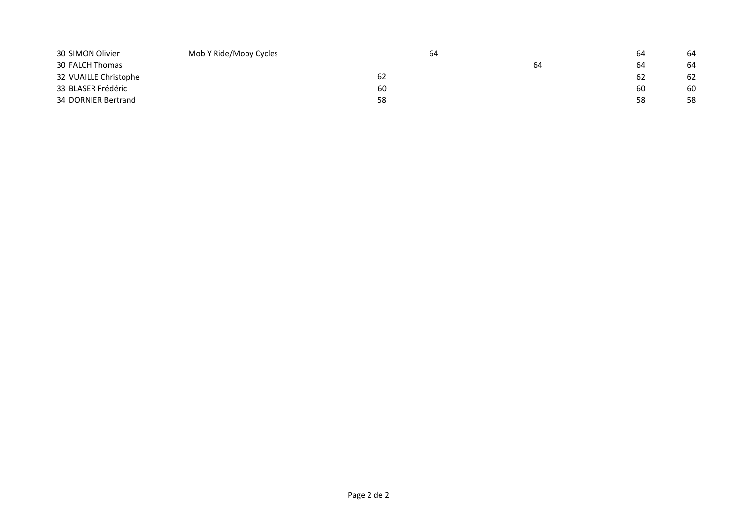| | | | | | | | | | |
|---|---|---|---|---|---|---|---|---|---|
| 30 | SIMON Olivier | Mob Y Ride/Moby Cycles | | 64 | | | | 64 | 64 |
| 30 | FALCH Thomas | | | | | 64 | | 64 | 64 |
| 32 | VUAILLE Christophe | | 62 | | | | | 62 | 62 |
| 33 | BLASER Frédéric | | 60 | | | | | 60 | 60 |
| 34 | DORNIER Bertrand | | 58 | | | | | 58 | 58 |